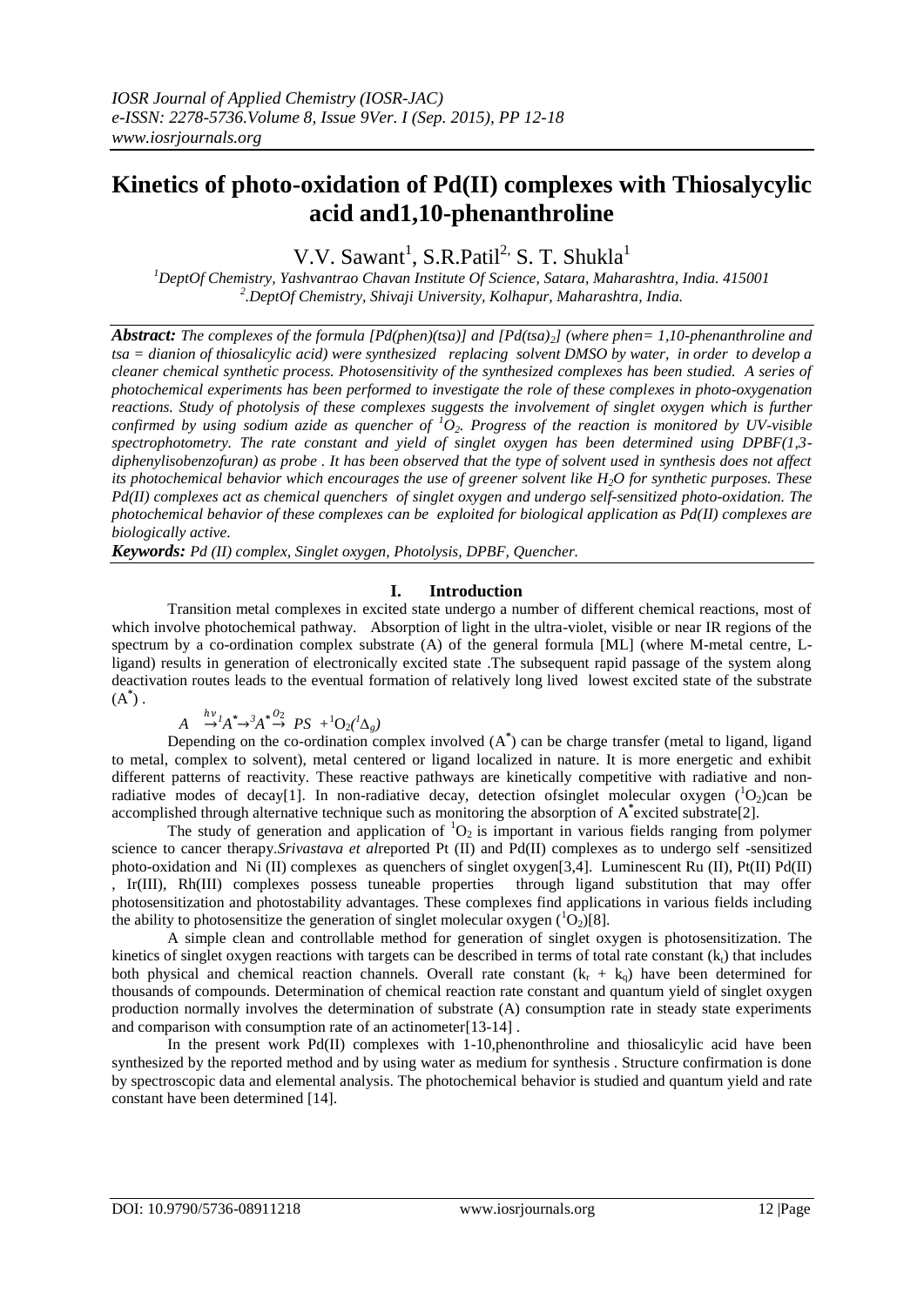# Kinetics of photo-oxidation of Pd(II) complexes with Thiosalycyclic acid and1,10-phenanthroline

V.V. Sawant[1], S.R.Patil[2,] S. T. Shukla[1]

[1]DeptOf Chemistry, Yashvantrao Chavan Institute Of Science, Satara, Maharashtra, India. 415001
[2].DeptOf Chemistry, Shivaji University, Kolhapur, Maharashtra, India.

***Abstract:*** *The complexes of the formula [Pd(phen)(tsa)] and $[Pd(tsa)_2]$ (where phen= 1,10-phenanthroline and tsa = dianion of thiosalicylic acid) were synthesized replacing solvent DMSO by water, in order to develop a cleaner chemical synthetic process. Photosensitivity of the synthesized complexes has been studied. A series of photochemical experiments has been performed to investigate the role of these complexes in photo-oxygenation reactions. Study of photolysis of these complexes suggests the involvement of singlet oxygen which is further confirmed by using sodium azide as quencher of $^1O_2$. Progress of the reaction is monitored by UV-visible spectrophotometry. The rate constant and yield of singlet oxygen has been determined using DPBF(1,3-diphenylisobenzofuran) as probe . It has been observed that the type of solvent used in synthesis does not affect its photochemical behavior which encourages the use of greener solvent like $H_2O$ for synthetic purposes. These Pd(II) complexes act as chemical quenchers of singlet oxygen and undergo self-sensitized photo-oxidation. The photochemical behavior of these complexes can be exploited for biological application as Pd(II) complexes are biologically active.*

***Keywords:*** *Pd (II) complex, Singlet oxygen, Photolysis, DPBF, Quencher.*

## I. Introduction

Transition metal complexes in excited state undergo a number of different chemical reactions, most of which involve photochemical pathway. Absorption of light in the ultra-violet, visible or near IR regions of the spectrum by a co-ordination complex substrate (A) of the general formula [ML] (where M-metal centre, L-ligand) results in generation of electronically excited state .The subsequent rapid passage of the system along deactivation routes leads to the eventual formation of relatively long lived lowest excited state of the substrate $(A^*)$ .

$$A \xrightarrow{h\nu} {}^1A^* \rightarrow {}^3A^* \xrightarrow{O_2} PS + {}^1O_2({}^1\Delta_g)$$

Depending on the co-ordination complex involved $(A^*)$ can be charge transfer (metal to ligand, ligand to metal, complex to solvent), metal centered or ligand localized in nature. It is more energetic and exhibit different patterns of reactivity. These reactive pathways are kinetically competitive with radiative and non-radiative modes of decay[1]. In non-radiative decay, detection ofsinglet molecular oxygen $(^1O_2)$can be accomplished through alternative technique such as monitoring the absorption of $A^*$excited substrate[2].

The study of generation and application of $^1O_2$ is important in various fields ranging from polymer science to cancer therapy.*Srivastava et al*reported Pt (II) and Pd(II) complexes as to undergo self -sensitized photo-oxidation and Ni (II) complexes as quenchers of singlet oxygen[3,4]. Luminescent Ru (II), Pt(II) Pd(II) , Ir(III), Rh(III) complexes possess tuneable properties through ligand substitution that may offer photosensitization and photostability advantages. These complexes find applications in various fields including the ability to photosensitize the generation of singlet molecular oxygen $(^1O_2)$[8].

A simple clean and controllable method for generation of singlet oxygen is photosensitization. The kinetics of singlet oxygen reactions with targets can be described in terms of total rate constant $(k_t)$ that includes both physical and chemical reaction channels. Overall rate constant $(k_r + k_q)$ have been determined for thousands of compounds. Determination of chemical reaction rate constant and quantum yield of singlet oxygen production normally involves the determination of substrate (A) consumption rate in steady state experiments and comparison with consumption rate of an actinometer[13-14] .

In the present work Pd(II) complexes with 1-10,phenonthroline and thiosalicylic acid have been synthesized by the reported method and by using water as medium for synthesis . Structure confirmation is done by spectroscopic data and elemental analysis. The photochemical behavior is studied and quantum yield and rate constant have been determined [14].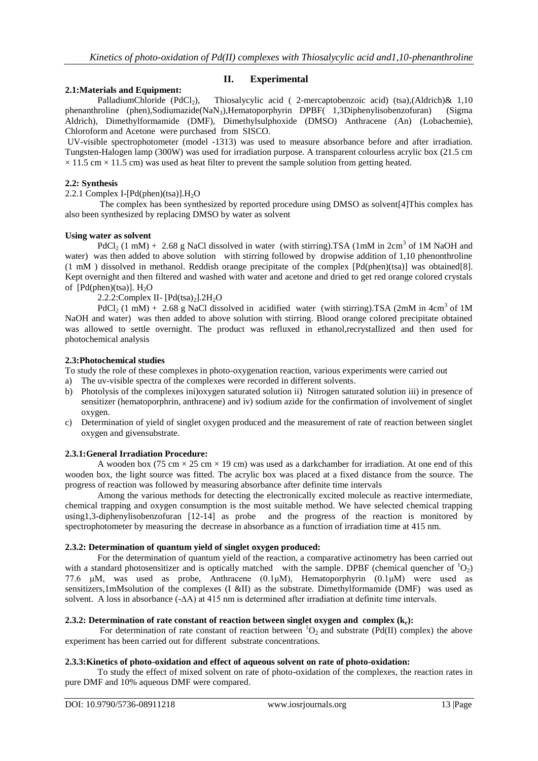## II. Experimental

### 2.1:Materials and Equipment:

PalladiumChloride ($PdCl_2$), Thiosalycylic acid ( 2-mercaptobenzoic acid) (tsa),(Aldrich)& 1,10 phenanthroline (phen),Sodiumazide($NaN_3$),Hematoporphyrin DPBF( 1,3Diphenylisobenzofuran) (Sigma Aldrich), Dimethylformamide (DMF), Dimethylsulphoxide (DMSO) Anthracene (An) (Lobachemie), Chloroform and Acetone were purchased from SISCO.

UV-visible spectrophotometer (model -1313) was used to measure absorbance before and after irradiation. Tungsten-Halogen lamp (300W) was used for irradiation purpose. A transparent colourless acrylic box (21.5 cm × 11.5 cm × 11.5 cm) was used as heat filter to prevent the sample solution from getting heated.

### 2.2: Synthesis

2.2.1 Complex I-[Pd(phen)(tsa)].$H_2O$

The complex has been synthesized by reported procedure using DMSO as solvent[4]This complex has also been synthesized by replacing DMSO by water as solvent

**Using water as solvent**

$PdCl_2$ (1 mM) + 2.68 g NaCl dissolved in water (with stirring).TSA (1mM in 2$cm^3$ of 1M NaOH and water) was then added to above solution with stirring followed by dropwise addition of 1,10 phenonthroline (1 mM ) dissolved in methanol. Reddish orange precipitate of the complex [Pd(phen)(tsa)] was obtained[8]. Kept overnight and then filtered and washed with water and acetone and dried to get red orange colored crystals of [Pd(phen)(tsa)]. $H_2O$

2.2.2:Complex II- $[Pd(tsa)_2]$.2$H_2O$

$PdCl_2$ (1 mM) + 2.68 g NaCl dissolved in acidified water (with stirring).TSA (2mM in 4$cm^3$ of 1M NaOH and water) was then added to above solution with stirring. Blood orange colored precipitate obtained was allowed to settle overnight. The product was refluxed in ethanol,recrystallized and then used for photochemical analysis

### 2.3:Photochemical studies

To study the role of these complexes in photo-oxygenation reaction, various experiments were carried out

a) The uv-visible spectra of the complexes were recorded in different solvents.
b) Photolysis of the complexes ini)oxygen saturated solution ii) Nitrogen saturated solution iii) in presence of sensitizer (hematoporphrin, anthracene) and iv) sodium azide for the confirmation of involvement of singlet oxygen.
c) Determination of yield of singlet oxygen produced and the measurement of rate of reaction between singlet oxygen and givensubstrate.

### 2.3.1:General Irradiation Procedure:

A wooden box (75 cm × 25 cm × 19 cm) was used as a darkchamber for irradiation. At one end of this wooden box, the light source was fitted. The acrylic box was placed at a fixed distance from the source. The progress of reaction was followed by measuring absorbance after definite time intervals

Among the various methods for detecting the electronically excited molecule as reactive intermediate, chemical trapping and oxygen consumption is the most suitable method. We have selected chemical trapping using1,3-diphenylisobenzofuran [12-14] as probe and the progress of the reaction is monitored by spectrophotometer by measuring the decrease in absorbance as a function of irradiation time at 415 nm.

### 2.3.2: Determination of quantum yield of singlet oxygen produced:

For the determination of quantum yield of the reaction, a comparative actinometry has been carried out with a standard photosensitizer and is optically matched with the sample. DPBF (chemical quencher of $^1O_2$) 77.6 μM, was used as probe, Anthracene (0.1μM), Hematoporphyrin (0.1μM) were used as sensitizers,1mMsolution of the complexes (I &II) as the substrate. Dimethylformamide (DMF) was used as solvent. A loss in absorbance (-ΔA) at 415 nm is determined after irradiation at definite time intervals.

### 2.3.2: Determination of rate constant of reaction between singlet oxygen and complex ($k_r$):

For determination of rate constant of reaction between $^1O_2$ and substrate (Pd(II) complex) the above experiment has been carried out for different substrate concentrations.

### 2.3.3:Kinetics of photo-oxidation and effect of aqueous solvent on rate of photo-oxidation:

To study the effect of mixed solvent on rate of photo-oxidation of the complexes, the reaction rates in pure DMF and 10% aqueous DMF were compared.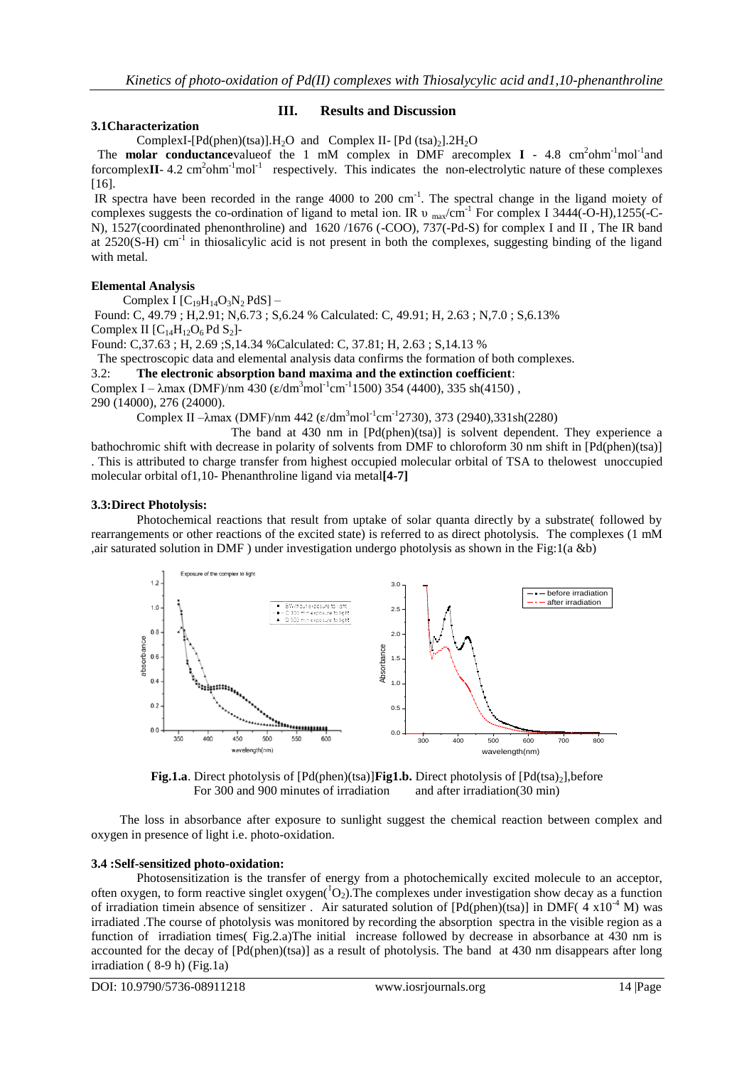## III. Results and Discussion

### 3.1Characterization

ComplexI-[Pd(phen)(tsa)].$H_2O$ and Complex II- [Pd $(tsa)_2$].$2H_2O$

The **molar conductance**valueof the 1 mM complex in DMF arecomplex **I** - 4.8 $cm^2ohm^{-1}mol^{-1}$and forcomplex**II**- 4.2 $cm^2ohm^{-1}mol^{-1}$ respectively. This indicates the non-electrolytic nature of these complexes [16].

IR spectra have been recorded in the range 4000 to 200 $cm^{-1}$. The spectral change in the ligand moiety of complexes suggests the co-ordination of ligand to metal ion. IR $\upsilon_{max}/cm^{-1}$ For complex I 3444(-O-H),1255(-C-N), 1527(coordinated phenonthroline) and 1620 /1676 (-COO), 737(-Pd-S) for complex I and II , The IR band at 2520(S-H) $cm^{-1}$ in thiosalicylic acid is not present in both the complexes, suggesting binding of the ligand with metal.

**Elemental Analysis**

Complex I [$C_{19}H_{14}O_3N_2$ PdS] –

Found: C, 49.79 ; H,2.91; N,6.73 ; S,6.24 % Calculated: C, 49.91; H, 2.63 ; N,7.0 ; S,6.13%

Complex II [$C_{14}H_{12}O_6$ Pd $S_2$]-

Found: C,37.63 ; H, 2.69 ;S,14.34 %Calculated: C, 37.81; H, 2.63 ; S,14.13 %

The spectroscopic data and elemental analysis data confirms the formation of both complexes.

### 3.2: The electronic absorption band maxima and the extinction coefficient:

Complex I – λmax (DMF)/nm 430 ($\varepsilon/dm^3mol^{-1}cm^{-1}$1500) 354 (4400), 335 sh(4150) , 290 (14000), 276 (24000).

Complex II –λmax (DMF)/nm 442 ($\varepsilon/dm^3mol^{-1}cm^{-1}$2730), 373 (2940),331sh(2280)

The band at 430 nm in [Pd(phen)(tsa)] is solvent dependent. They experience a bathochromic shift with decrease in polarity of solvents from DMF to chloroform 30 nm shift in [Pd(phen)(tsa)] . This is attributed to charge transfer from highest occupied molecular orbital of TSA to thelowest unoccupied molecular orbital of1,10- Phenanthroline ligand via metal**[4-7]**

### 3.3:Direct Photolysis:

Photochemical reactions that result from uptake of solar quanta directly by a substrate( followed by rearrangements or other reactions of the excited state) is referred to as direct photolysis. The complexes (1 mM ,air saturated solution in DMF ) under investigation undergo photolysis as shown in the Fig:1(a &b)

Exposure of the complex to light

B Without exposure to light
C 300 min exposure to light
D 900 min exposure to light

absorbance

wavelength(nm)

before irradiation
after irradiation

Absorbance

wavelength(nm)

**Fig.1.a**. Direct photolysis of [Pd(phen)(tsa)] For 300 and 900 minutes of irradiation

**Fig1.b.** Direct photolysis of [Pd$(tsa)_2$],before and after irradiation(30 min)

The loss in absorbance after exposure to sunlight suggest the chemical reaction between complex and oxygen in presence of light i.e. photo-oxidation.

### 3.4 :Self-sensitized photo-oxidation:

Photosensitization is the transfer of energy from a photochemically excited molecule to an acceptor, often oxygen, to form reactive singlet oxygen($^1O_2$).The complexes under investigation show decay as a function of irradiation timein absence of sensitizer . Air saturated solution of [Pd(phen)(tsa)] in DMF( 4 $x10^{-4}$ M) was irradiated .The course of photolysis was monitored by recording the absorption spectra in the visible region as a function of irradiation times( Fig.2.a)The initial increase followed by decrease in absorbance at 430 nm is accounted for the decay of [Pd(phen)(tsa)] as a result of photolysis. The band at 430 nm disappears after long irradiation ( 8-9 h) (Fig.1a)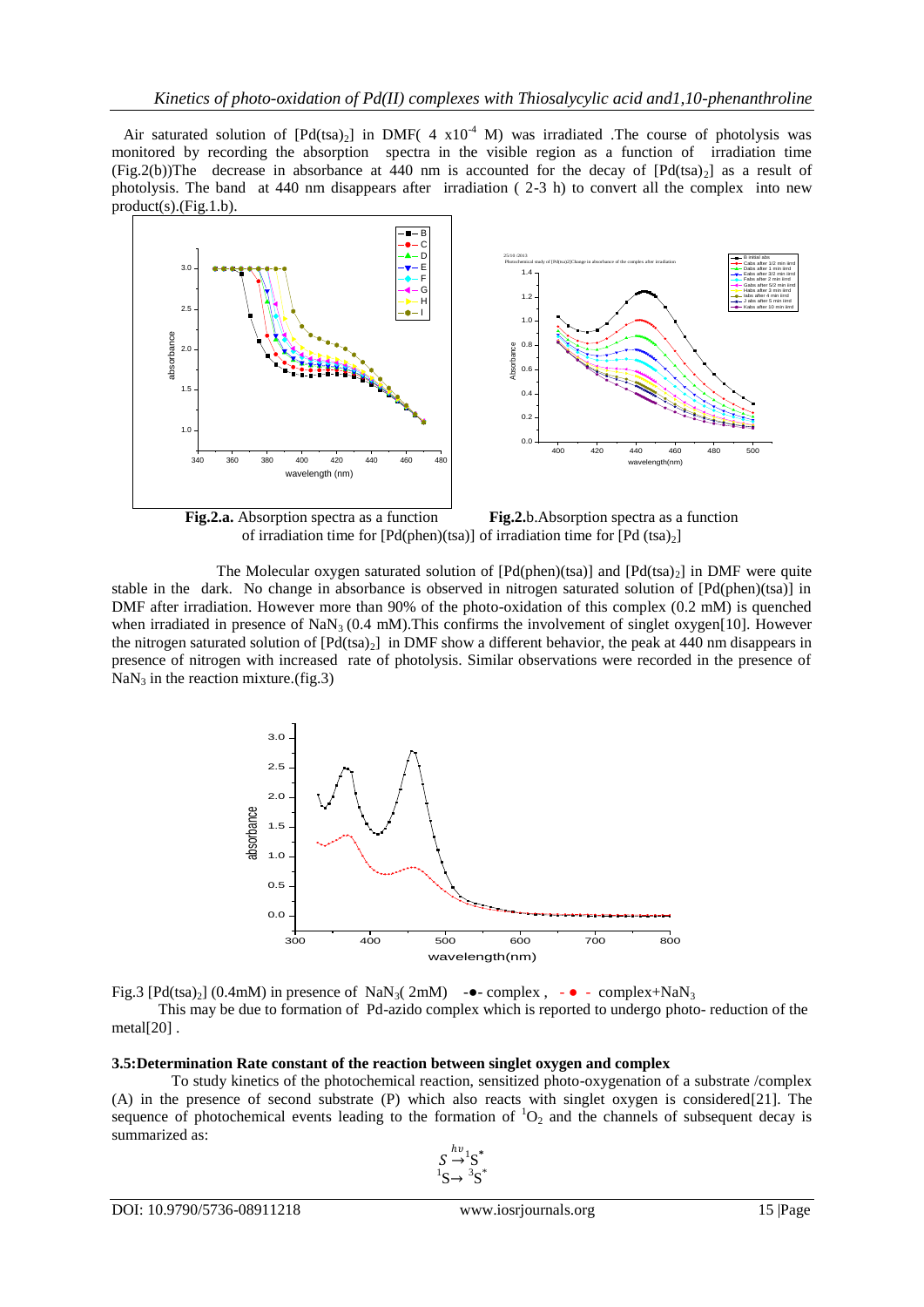Air saturated solution of $[Pd(tsa)_2]$ in DMF( 4 x$10^{-4}$ M) was irradiated .The course of photolysis was monitored by recording the absorption spectra in the visible region as a function of irradiation time (Fig.2(b))The decrease in absorbance at 440 nm is accounted for the decay of $[Pd(tsa)_2]$ as a result of photolysis. The band at 440 nm disappears after irradiation ( 2-3 h) to convert all the complex into new product(s).(Fig.1.b).

B
C
D
E
F
G
H
I
absorbance
wavelength (nm)

25/10/2013
Photochemical study of [Pd(tsa)2]Change in absorbance of the complex after irradiation
B initial abs
Cabs after 1/2 min irrd
Dabs after 1 min irrd
Eabs after 3/2 min irrd
Fabs after 2 min irrd
Gabs after 5/2 min irrd
Habs after 3 min irrd
Iabs after 4 min irrd
J abs after 5 min irrd
Kabs after 10 min irrd
Absorbance
wavelength(nm)

**Fig.2.a.** Absorption spectra as a function of irradiation time for [Pd(phen)(tsa)]

**Fig.2.**b.Absorption spectra as a function of irradiation time for $[Pd (tsa)_2]$

The Molecular oxygen saturated solution of [Pd(phen)(tsa)] and $[Pd(tsa)_2]$ in DMF were quite stable in the dark. No change in absorbance is observed in nitrogen saturated solution of [Pd(phen)(tsa)] in DMF after irradiation. However more than 90% of the photo-oxidation of this complex (0.2 mM) is quenched when irradiated in presence of $NaN_3$ (0.4 mM).This confirms the involvement of singlet oxygen[10]. However the nitrogen saturated solution of $[Pd(tsa)_2]$ in DMF show a different behavior, the peak at 440 nm disappears in presence of nitrogen with increased rate of photolysis. Similar observations were recorded in the presence of $NaN_3$ in the reaction mixture.(fig.3)

absorbance
wavelength(nm)

Fig.3 $[Pd(tsa)_2]$ (0.4mM) in presence of $NaN_3$( 2mM) -●- complex , - ● - complex+$NaN_3$

This may be due to formation of Pd-azido complex which is reported to undergo photo- reduction of the metal[20] .

### 3.5:Determination Rate constant of the reaction between singlet oxygen and complex

To study kinetics of the photochemical reaction, sensitized photo-oxygenation of a substrate /complex (A) in the presence of second substrate (P) which also reacts with singlet oxygen is considered[21]. The sequence of photochemical events leading to the formation of $^1O_2$ and the channels of subsequent decay is summarized as:

$$S \xrightarrow{h\upsilon} {}^1S^*$$
$$^1S \rightarrow {}^3S^*$$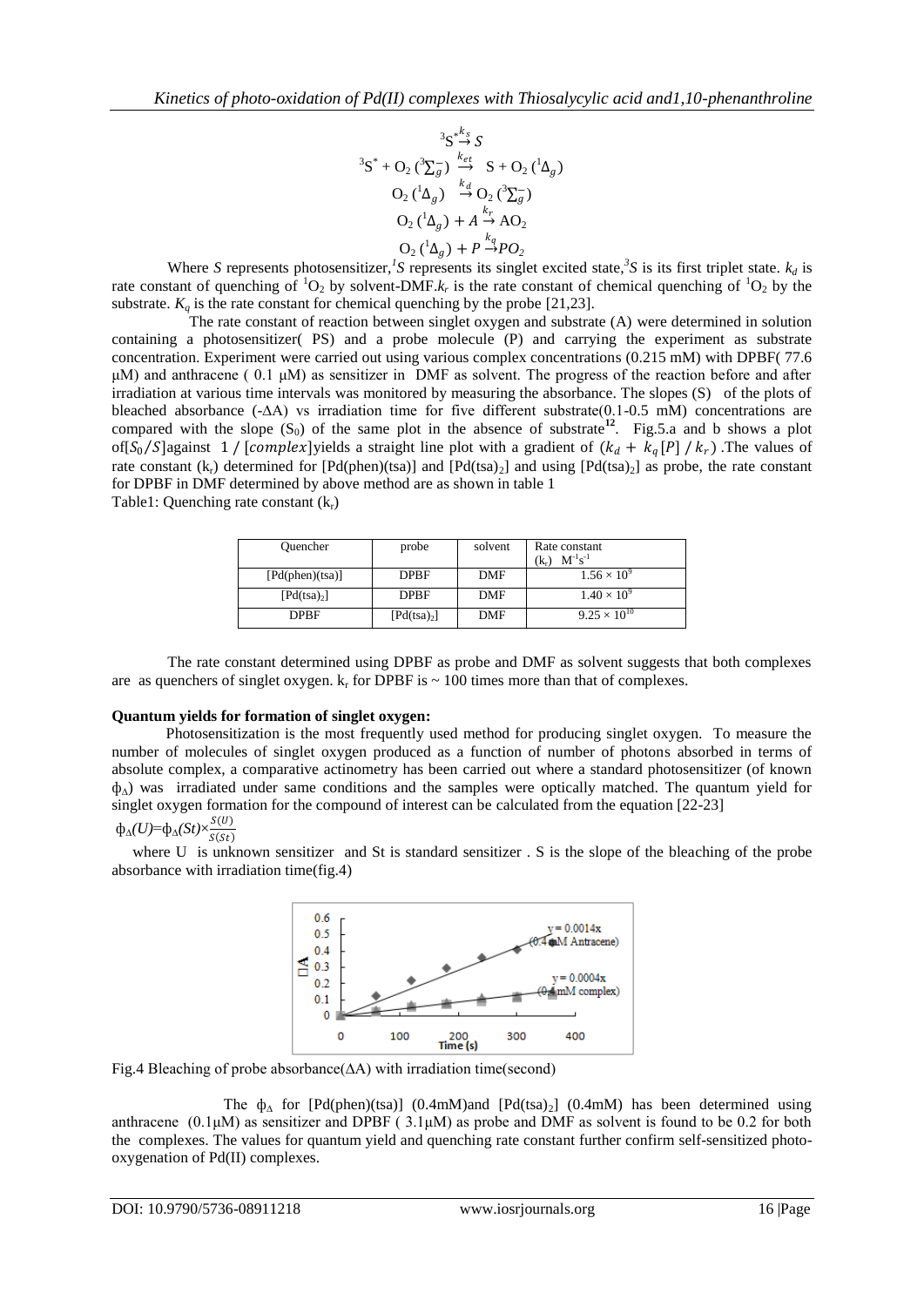$$^3S^* \xrightarrow{k_s} S$$

$$^3S^* + O_2\,(^3\Sigma_g^-) \xrightarrow{k_{et}} S + O_2\,(^1\Delta_g)$$

$$O_2\,(^1\Delta_g) \xrightarrow{k_d} O_2\,(^3\Sigma_g^-)$$

$$O_2\,(^1\Delta_g) + A \xrightarrow{k_r} AO_2$$

$$O_2\,(^1\Delta_g) + P \xrightarrow{k_q} PO_2$$

Where *S* represents photosensitizer, $^1S$ represents its singlet excited state, $^3S$ is its first triplet state. $k_d$ is rate constant of quenching of $^1O_2$ by solvent-DMF. $k_r$ is the rate constant of chemical quenching of $^1O_2$ by the substrate. $K_q$ is the rate constant for chemical quenching by the probe [21,23].

The rate constant of reaction between singlet oxygen and substrate (A) were determined in solution containing a photosensitizer( PS) and a probe molecule (P) and carrying the experiment as substrate concentration. Experiment were carried out using various complex concentrations (0.215 mM) with DPBF( 77.6 μM) and anthracene ( 0.1 μM) as sensitizer in DMF as solvent. The progress of the reaction before and after irradiation at various time intervals was monitored by measuring the absorbance. The slopes (S) of the plots of bleached absorbance (-ΔA) vs irradiation time for five different substrate(0.1-0.5 mM) concentrations are compared with the slope ($S_0$) of the same plot in the absence of substrate[12]. Fig.5.a and b shows a plot of$[S_0/S]$against $1\,/\,[complex]$yields a straight line plot with a gradient of $(k_d + k_q[P]\,/\,k_r)$ .The values of rate constant ($k_r$) determined for [Pd(phen)(tsa)] and $[Pd(tsa)_2]$ and using $[Pd(tsa)_2]$ as probe, the rate constant for DPBF in DMF determined by above method are as shown in table 1

Table1: Quenching rate constant ($k_r$)

| Quencher | probe | solvent | Rate constant ($k_r$) $M^{-1}s^{-1}$ |
|---|---|---|---|
| [Pd(phen)(tsa)] | DPBF | DMF | $1.56 \times 10^9$ |
| $[Pd(tsa)_2]$ | DPBF | DMF | $1.40 \times 10^9$ |
| DPBF | $[Pd(tsa)_2]$ | DMF | $9.25 \times 10^{10}$ |

The rate constant determined using DPBF as probe and DMF as solvent suggests that both complexes are as quenchers of singlet oxygen. $k_r$ for DPBF is ~ 100 times more than that of complexes.

**Quantum yields for formation of singlet oxygen:**

Photosensitization is the most frequently used method for producing singlet oxygen. To measure the number of molecules of singlet oxygen produced as a function of number of photons absorbed in terms of absolute complex, a comparative actinometry has been carried out where a standard photosensitizer (of known $\phi_\Delta$) was irradiated under same conditions and the samples were optically matched. The quantum yield for singlet oxygen formation for the compound of interest can be calculated from the equation [22-23]

$$\phi_\Delta(U) = \phi_\Delta(St) \times \frac{S(U)}{S(St)}$$

where U is unknown sensitizer and St is standard sensitizer . S is the slope of the bleaching of the probe absorbance with irradiation time(fig.4)

0.6
0.5
0.4
0.3
0.2
0.1
0
ΔA
0
100
200
300
400
Time (s)
y = 0.0014x
(0.4 mM Antracene)
y = 0.0004x
(0.4 mM complex)

Fig.4 Bleaching of probe absorbance(ΔA) with irradiation time(second)

The $\phi_\Delta$ for [Pd(phen)(tsa)] (0.4mM)and $[Pd(tsa)_2]$ (0.4mM) has been determined using anthracene (0.1μM) as sensitizer and DPBF ( 3.1μM) as probe and DMF as solvent is found to be 0.2 for both the complexes. The values for quantum yield and quenching rate constant further confirm self-sensitized photo-oxygenation of Pd(II) complexes.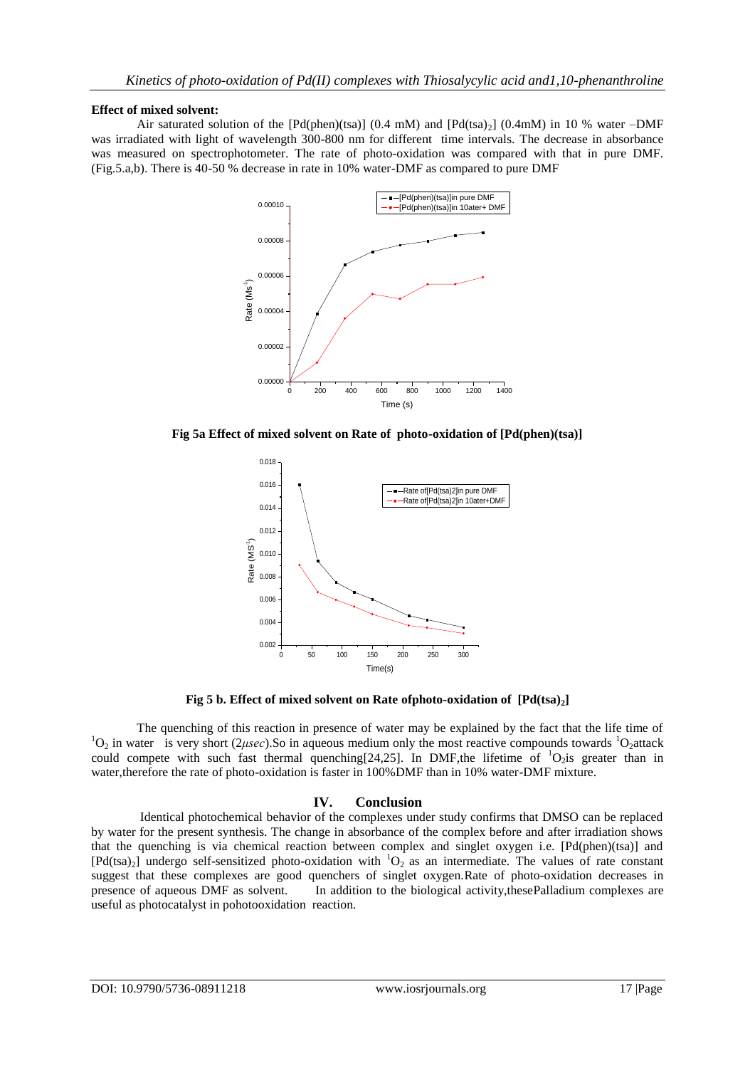**Effect of mixed solvent:**

Air saturated solution of the [Pd(phen)(tsa)] (0.4 mM) and $[Pd(tsa)_2]$ (0.4mM) in 10 % water –DMF was irradiated with light of wavelength 300-800 nm for different time intervals. The decrease in absorbance was measured on spectrophotometer. The rate of photo-oxidation was compared with that in pure DMF. (Fig.5.a,b). There is 40-50 % decrease in rate in 10% water-DMF as compared to pure DMF

[Pd(phen)(tsa)]in pure DMF
[Pd(phen)(tsa)]in 10ater+ DMF
Rate ($Ms^{-1}$)
0.00000
0.00002
0.00004
0.00006
0.00008
0.00010
Time (s)
0 200 400 600 800 1000 1200 1400

**Fig 5a Effect of mixed solvent on Rate of photo-oxidation of [Pd(phen)(tsa)]**

Rate of[Pd(tsa)2]in pure DMF
Rate of[Pd(tsa)2]in 10ater+DMF
Rate ($MS^{-1}$)
0.002
0.004
0.006
0.008
0.010
0.012
0.014
0.016
0.018
Time(s)
0 50 100 150 200 250 300

**Fig 5 b. Effect of mixed solvent on Rate ofphoto-oxidation of $[Pd(tsa)_2]$**

The quenching of this reaction in presence of water may be explained by the fact that the life time of $^1O_2$ in water is very short (2*μsec*).So in aqueous medium only the most reactive compounds towards $^1O_2$attack could compete with such fast thermal quenching[24,25]. In DMF,the lifetime of $^1O_2$is greater than in water,therefore the rate of photo-oxidation is faster in 100%DMF than in 10% water-DMF mixture.

## IV. Conclusion

Identical photochemical behavior of the complexes under study confirms that DMSO can be replaced by water for the present synthesis. The change in absorbance of the complex before and after irradiation shows that the quenching is via chemical reaction between complex and singlet oxygen i.e. [Pd(phen)(tsa)] and $[Pd(tsa)_2]$ undergo self-sensitized photo-oxidation with $^1O_2$ as an intermediate. The values of rate constant suggest that these complexes are good quenchers of singlet oxygen.Rate of photo-oxidation decreases in presence of aqueous DMF as solvent. In addition to the biological activity,thesePalladium complexes are useful as photocatalyst in pohotooxidation reaction.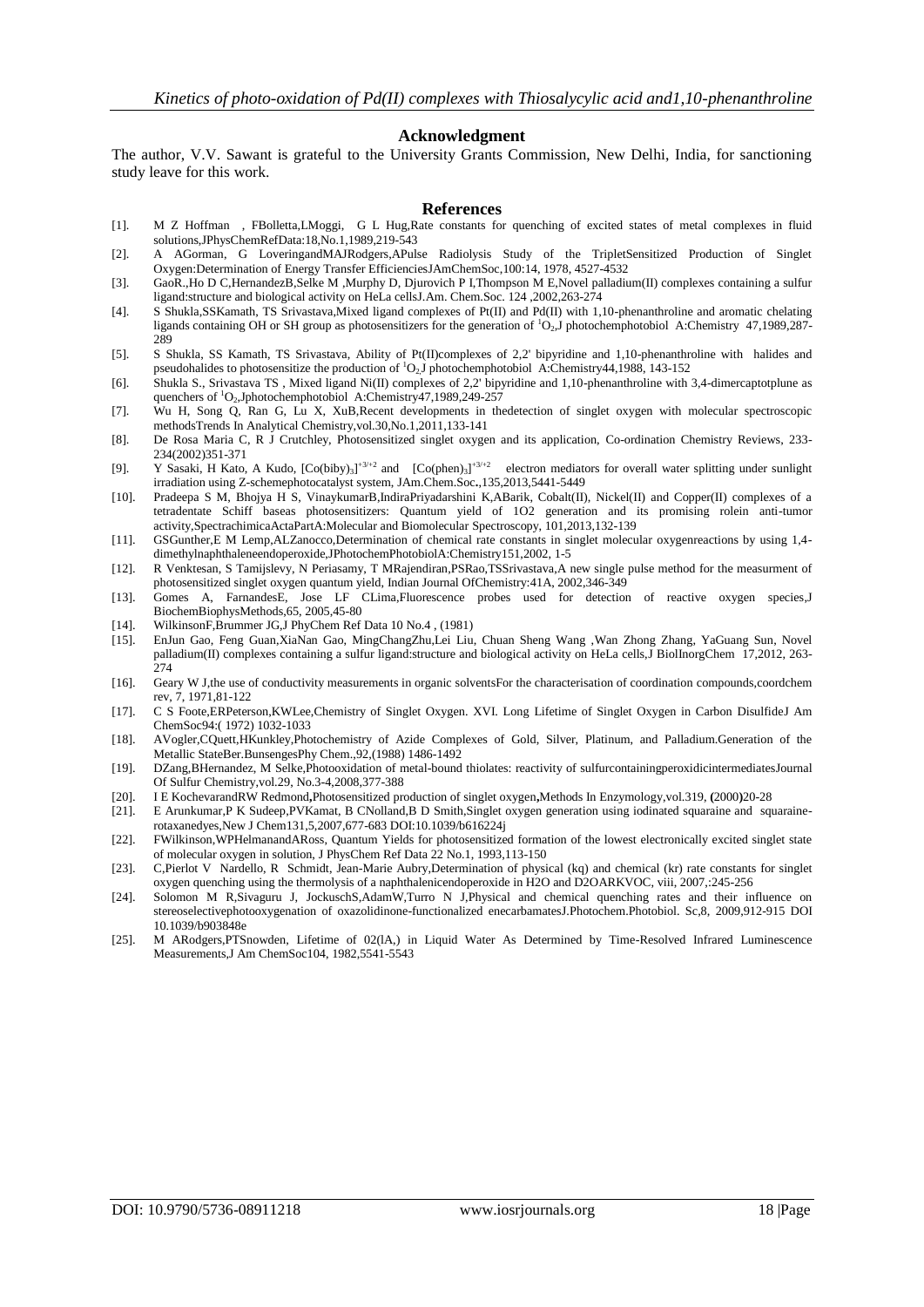## Acknowledgment

The author, V.V. Sawant is grateful to the University Grants Commission, New Delhi, India, for sanctioning study leave for this work.

## References

[1]. M Z Hoffman , FBolletta,LMoggi, G L Hug,Rate constants for quenching of excited states of metal complexes in fluid solutions,JPhysChemRefData:18,No.1,1989,219-543

[2]. A AGorman, G LoveringandMAJRodgers,APulse Radiolysis Study of the TripletSensitized Production of Singlet Oxygen:Determination of Energy Transfer EfficienciesJAmChemSoc,100:14, 1978, 4527-4532

[3]. GaoR.,Ho D C,HernandezB,Selke M ,Murphy D, Djurovich P I,Thompson M E,Novel palladium(II) complexes containing a sulfur ligand:structure and biological activity on HeLa cellsJ.Am. Chem.Soc. 124 ,2002,263-274

[4]. S Shukla,SSKamath, TS Srivastava,Mixed ligand complexes of Pt(II) and Pd(II) with 1,10-phenanthroline and aromatic chelating ligands containing OH or SH group as photosensitizers for the generation of $^1O_2$,J photochemphotobiol A:Chemistry 47,1989,287-289

[5]. S Shukla, SS Kamath, TS Srivastava, Ability of Pt(II)complexes of 2,2' bipyridine and 1,10-phenanthroline with halides and pseudohalides to photosensitize the production of $^1O_2$,J photochemphotobiol A:Chemistry44,1988, 143-152

[6]. Shukla S., Srivastava TS , Mixed ligand Ni(II) complexes of 2,2' bipyridine and 1,10-phenanthroline with 3,4-dimercaptotplune as quenchers of $^1O_2$,Jphotochemphotobiol A:Chemistry47,1989,249-257

[7]. Wu H, Song Q, Ran G, Lu X, XuB,Recent developments in thedetection of singlet oxygen with molecular spectroscopic methodsTrends In Analytical Chemistry,vol.30,No.1,2011,133-141

[8]. De Rosa Maria C, R J Crutchley, Photosensitized singlet oxygen and its application, Co-ordination Chemistry Reviews, 233-234(2002)351-371

[9]. Y Sasaki, H Kato, A Kudo, $[Co(biby)_3]^{+3/+2}$ and $[Co(phen)_3]^{+3/+2}$ electron mediators for overall water splitting under sunlight irradiation using Z-schemephotocatalyst system, JAm.Chem.Soc.,135,2013,5441-5449

[10]. Pradeepa S M, Bhojya H S, VinaykumarB,IndiraPriyadarshini K,ABarik, Cobalt(II), Nickel(II) and Copper(II) complexes of a tetradentate Schiff baseas photosensitizers: Quantum yield of 1O2 generation and its promising rolein anti-tumor activity,SpectrachimicaActaPartA:Molecular and Biomolecular Spectroscopy, 101,2013,132-139

[11]. GSGunther,E M Lemp,ALZanocco,Determination of chemical rate constants in singlet molecular oxygenreactions by using 1,4-dimethylnaphthaleneendoperoxide,JPhotochemPhotobiolA:Chemistry151,2002, 1-5

[12]. R Venktesan, S Tamijslevy, N Periasamy, T MRajendiran,PSRao,TSSrivastava,A new single pulse method for the measurment of photosensitized singlet oxygen quantum yield, Indian Journal OfChemistry:41A, 2002,346-349

[13]. Gomes A, FarnandesE, Jose LF CLima,Fluorescence probes used for detection of reactive oxygen species,J BiochemBiophysMethods,65, 2005,45-80

[14]. WilkinsonF,Brummer JG,J PhyChem Ref Data 10 No.4 , (1981)

[15]. EnJun Gao, Feng Guan,XiaNan Gao, MingChangZhu,Lei Liu, Chuan Sheng Wang ,Wan Zhong Zhang, YaGuang Sun, Novel palladium(II) complexes containing a sulfur ligand:structure and biological activity on HeLa cells,J BiolInorgChem 17,2012, 263-274

[16]. Geary W J,the use of conductivity measurements in organic solventsFor the characterisation of coordination compounds,coordchem rev, 7, 1971,81-122

[17]. C S Foote,ERPeterson,KWLee,Chemistry of Singlet Oxygen. XVI. Long Lifetime of Singlet Oxygen in Carbon DisulfideJ Am ChemSoc94:( 1972) 1032-1033

[18]. AVogler,CQuett,HKunkley,Photochemistry of Azide Complexes of Gold, Silver, Platinum, and Palladium.Generation of the Metallic StateBer.BunsengesPhy Chem.,92,(1988) 1486-1492

[19]. DZang,BHernandez, M Selke,Photooxidation of metal-bound thiolates: reactivity of sulfurcontainingperoxidicintermediatesJournal Of Sulfur Chemistry,vol.29, No.3-4,2008,377-388

[20]. I E KochevarandRW Redmond**,**Photosensitized production of singlet oxygen**,**Methods In Enzymology,vol.319, **(**2000**)**20-28

[21]. E Arunkumar,P K Sudeep,PVKamat, B CNolland,B D Smith,Singlet oxygen generation using iodinated squaraine and squaraine-rotaxanedyes,New J Chem131,5,2007,677-683 DOI:10.1039/b616224j

[22]. FWilkinson,WPHelmanandARoss, Quantum Yields for photosensitized formation of the lowest electronically excited singlet state of molecular oxygen in solution, J PhysChem Ref Data 22 No.1, 1993,113-150

[23]. C,Pierlot V Nardello, R Schmidt, Jean-Marie Aubry,Determination of physical (kq) and chemical (kr) rate constants for singlet oxygen quenching using the thermolysis of a naphthalenicendoperoxide in H2O and D2OARKVOC, viii, 2007,:245-256

[24]. Solomon M R,Sivaguru J, JockuschS,AdamW,Turro N J,Physical and chemical quenching rates and their influence on stereoselectivephotooxygenation of oxazolidinone-functionalized enecarbamatesJ.Photochem.Photobiol. Sc,8, 2009,912-915 DOI 10.1039/b903848e

[25]. M ARodgers,PTSnowden, Lifetime of 02(lA,) in Liquid Water As Determined by Time-Resolved Infrared Luminescence Measurements,J Am ChemSoc104, 1982,5541-5543